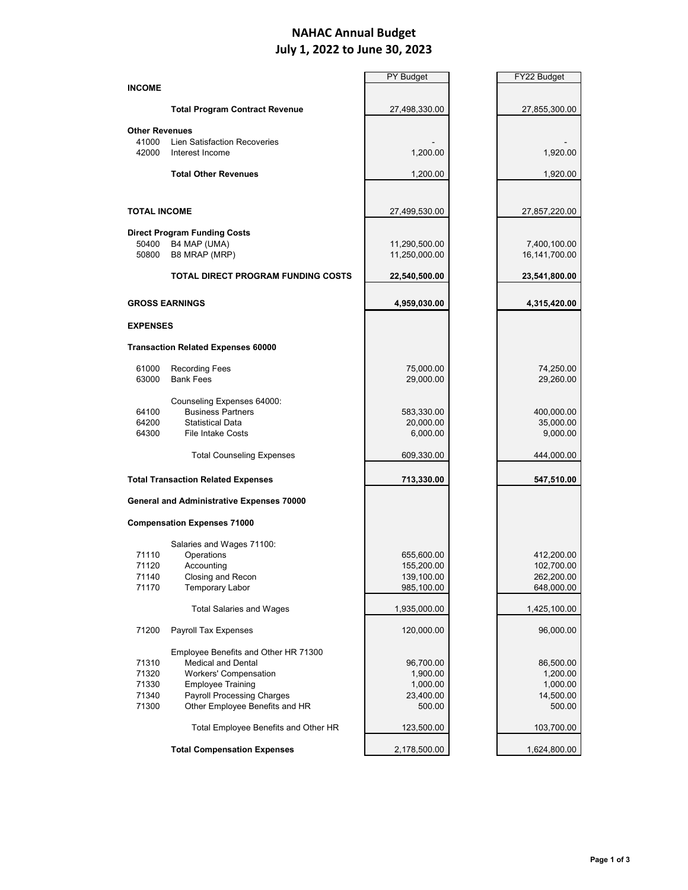# NAHAC Annual Budget
## July 1, 2022 to June 30, 2023

| | | PY Budget | FY22 Budget |
|---|---|---|---|
| **INCOME** | | | |
| | **Total Program Contract Revenue** | 27,498,330.00 | 27,855,300.00 |
| **Other Revenues** | | | |
| 41000 | Lien Satisfaction Recoveries | - | - |
| 42000 | Interest Income | 1,200.00 | 1,920.00 |
| | **Total Other Revenues** | 1,200.00 | 1,920.00 |
| **TOTAL INCOME** | | 27,499,530.00 | 27,857,220.00 |
| **Direct Program Funding Costs** | | | |
| 50400 | B4 MAP (UMA) | 11,290,500.00 | 7,400,100.00 |
| 50800 | B8 MRAP (MRP) | 11,250,000.00 | 16,141,700.00 |
| | **TOTAL DIRECT PROGRAM FUNDING COSTS** | **22,540,500.00** | **23,541,800.00** |
| **GROSS EARNINGS** | | **4,959,030.00** | **4,315,420.00** |
| **EXPENSES** | | | |
| **Transaction Related Expenses 60000** | | | |
| 61000 | Recording Fees | 75,000.00 | 74,250.00 |
| 63000 | Bank Fees | 29,000.00 | 29,260.00 |
| | Counseling Expenses 64000: | | |
| 64100 | Business Partners | 583,330.00 | 400,000.00 |
| 64200 | Statistical Data | 20,000.00 | 35,000.00 |
| 64300 | File Intake Costs | 6,000.00 | 9,000.00 |
| | Total Counseling Expenses | 609,330.00 | 444,000.00 |
| **Total Transaction Related Expenses** | | **713,330.00** | **547,510.00** |
| **General and Administrative Expenses 70000** | | | |
| **Compensation Expenses 71000** | | | |
| | Salaries and Wages 71100: | | |
| 71110 | Operations | 655,600.00 | 412,200.00 |
| 71120 | Accounting | 155,200.00 | 102,700.00 |
| 71140 | Closing and Recon | 139,100.00 | 262,200.00 |
| 71170 | Temporary Labor | 985,100.00 | 648,000.00 |
| | Total Salaries and Wages | 1,935,000.00 | 1,425,100.00 |
| 71200 | Payroll Tax Expenses | 120,000.00 | 96,000.00 |
| | Employee Benefits and Other HR 71300 | | |
| 71310 | Medical and Dental | 96,700.00 | 86,500.00 |
| 71320 | Workers' Compensation | 1,900.00 | 1,200.00 |
| 71330 | Employee Training | 1,000.00 | 1,000.00 |
| 71340 | Payroll Processing Charges | 23,400.00 | 14,500.00 |
| 71300 | Other Employee Benefits and HR | 500.00 | 500.00 |
| | Total Employee Benefits and Other HR | 123,500.00 | 103,700.00 |
| | **Total Compensation Expenses** | 2,178,500.00 | 1,624,800.00 |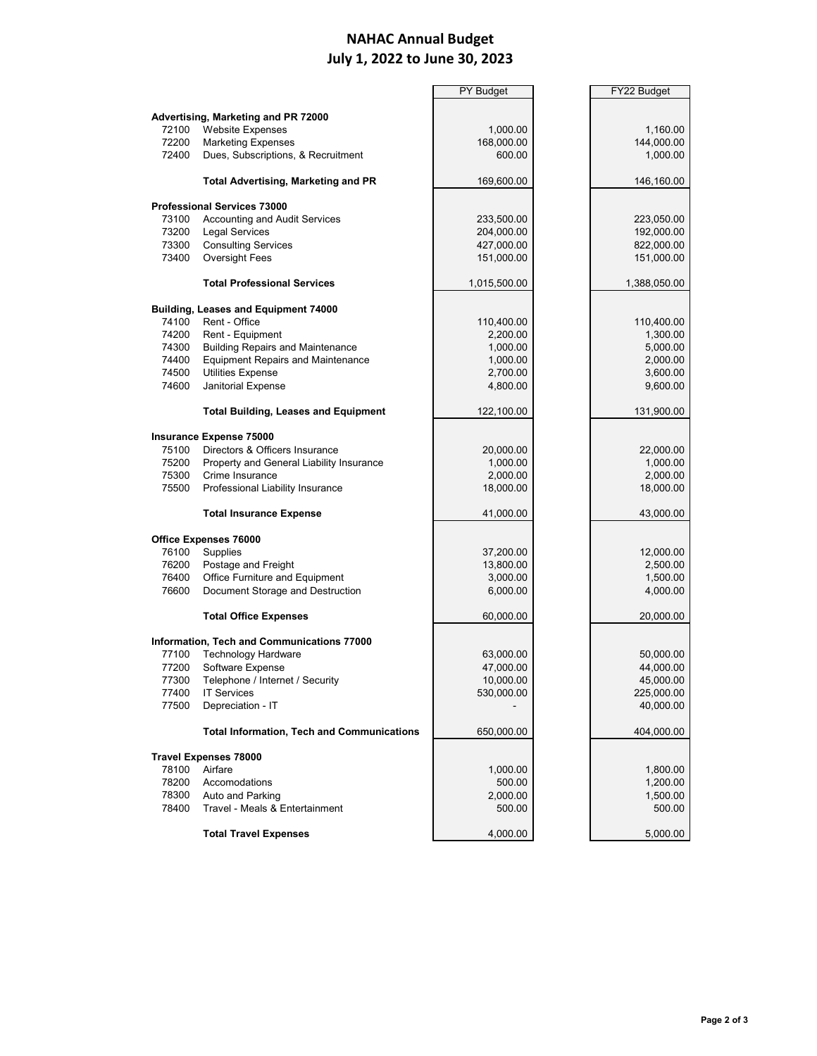# NAHAC Annual Budget
## July 1, 2022 to June 30, 2023

| | | PY Budget | FY22 Budget |
|---|---|---|---|
| **Advertising, Marketing and PR 72000** | | | |
| 72100 | Website Expenses | 1,000.00 | 1,160.00 |
| 72200 | Marketing Expenses | 168,000.00 | 144,000.00 |
| 72400 | Dues, Subscriptions, & Recruitment | 600.00 | 1,000.00 |
| | **Total Advertising, Marketing and PR** | 169,600.00 | 146,160.00 |
| **Professional Services 73000** | | | |
| 73100 | Accounting and Audit Services | 233,500.00 | 223,050.00 |
| 73200 | Legal Services | 204,000.00 | 192,000.00 |
| 73300 | Consulting Services | 427,000.00 | 822,000.00 |
| 73400 | Oversight Fees | 151,000.00 | 151,000.00 |
| | **Total Professional Services** | 1,015,500.00 | 1,388,050.00 |
| **Building, Leases and Equipment 74000** | | | |
| 74100 | Rent - Office | 110,400.00 | 110,400.00 |
| 74200 | Rent - Equipment | 2,200.00 | 1,300.00 |
| 74300 | Building Repairs and Maintenance | 1,000.00 | 5,000.00 |
| 74400 | Equipment Repairs and Maintenance | 1,000.00 | 2,000.00 |
| 74500 | Utilities Expense | 2,700.00 | 3,600.00 |
| 74600 | Janitorial Expense | 4,800.00 | 9,600.00 |
| | **Total Building, Leases and Equipment** | 122,100.00 | 131,900.00 |
| **Insurance Expense 75000** | | | |
| 75100 | Directors & Officers Insurance | 20,000.00 | 22,000.00 |
| 75200 | Property and General Liability Insurance | 1,000.00 | 1,000.00 |
| 75300 | Crime Insurance | 2,000.00 | 2,000.00 |
| 75500 | Professional Liability Insurance | 18,000.00 | 18,000.00 |
| | **Total Insurance Expense** | 41,000.00 | 43,000.00 |
| **Office Expenses 76000** | | | |
| 76100 | Supplies | 37,200.00 | 12,000.00 |
| 76200 | Postage and Freight | 13,800.00 | 2,500.00 |
| 76400 | Office Furniture and Equipment | 3,000.00 | 1,500.00 |
| 76600 | Document Storage and Destruction | 6,000.00 | 4,000.00 |
| | **Total Office Expenses** | 60,000.00 | 20,000.00 |
| **Information, Tech and Communications 77000** | | | |
| 77100 | Technology Hardware | 63,000.00 | 50,000.00 |
| 77200 | Software Expense | 47,000.00 | 44,000.00 |
| 77300 | Telephone / Internet / Security | 10,000.00 | 45,000.00 |
| 77400 | IT Services | 530,000.00 | 225,000.00 |
| 77500 | Depreciation - IT | - | 40,000.00 |
| | **Total Information, Tech and Communications** | 650,000.00 | 404,000.00 |
| **Travel Expenses 78000** | | | |
| 78100 | Airfare | 1,000.00 | 1,800.00 |
| 78200 | Accomodations | 500.00 | 1,200.00 |
| 78300 | Auto and Parking | 2,000.00 | 1,500.00 |
| 78400 | Travel - Meals & Entertainment | 500.00 | 500.00 |
| | **Total Travel Expenses** | 4,000.00 | 5,000.00 |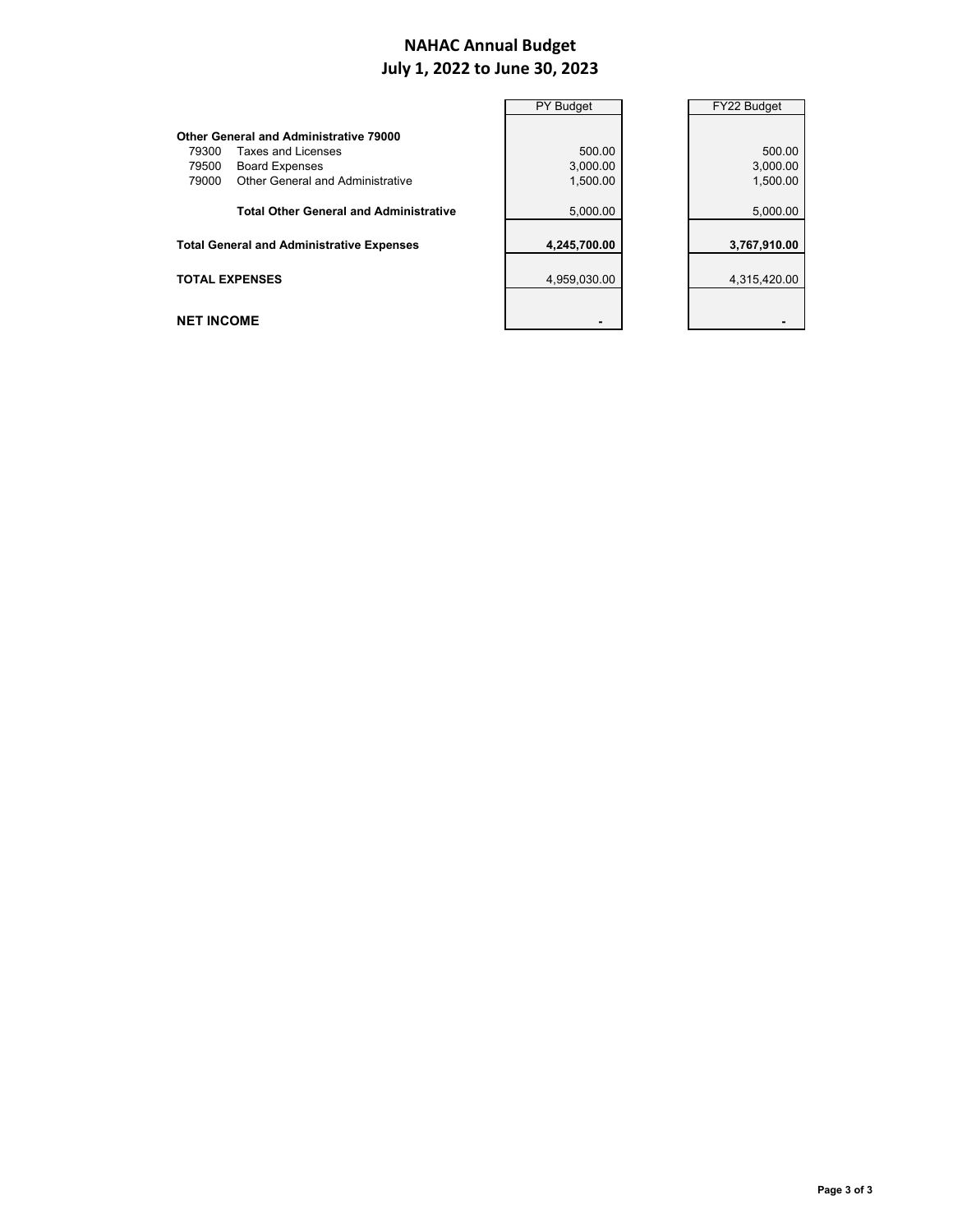# NAHAC Annual Budget
## July 1, 2022 to June 30, 2023

| | | PY Budget | FY22 Budget |
|---|---|---|---|
| **Other General and Administrative 79000** | | | |
| 79300 | Taxes and Licenses | 500.00 | 500.00 |
| 79500 | Board Expenses | 3,000.00 | 3,000.00 |
| 79000 | Other General and Administrative | 1,500.00 | 1,500.00 |
| | **Total Other General and Administrative** | 5,000.00 | 5,000.00 |
| **Total General and Administrative Expenses** | | **4,245,700.00** | **3,767,910.00** |
| **TOTAL EXPENSES** | | 4,959,030.00 | 4,315,420.00 |
| **NET INCOME** | | **-** | **-** |